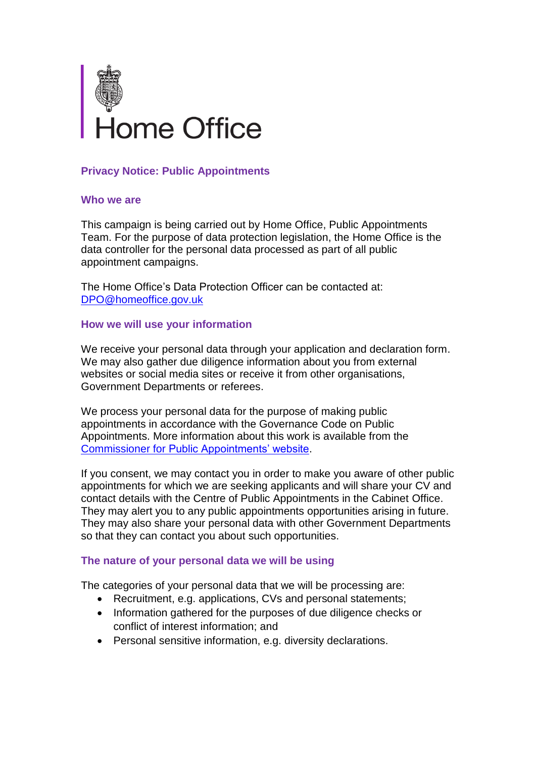Home Office

# Privacy Notice: Public Appointments

## Who we are

This campaign is being carried out by Home Office, Public Appointments Team. For the purpose of data protection legislation, the Home Office is the data controller for the personal data processed as part of all public appointment campaigns.

The Home Office's Data Protection Officer can be contacted at: DPO@homeoffice.gov.uk

## How we will use your information

We receive your personal data through your application and declaration form. We may also gather due diligence information about you from external websites or social media sites or receive it from other organisations, Government Departments or referees.

We process your personal data for the purpose of making public appointments in accordance with the Governance Code on Public Appointments. More information about this work is available from the Commissioner for Public Appointments' website.

If you consent, we may contact you in order to make you aware of other public appointments for which we are seeking applicants and will share your CV and contact details with the Centre of Public Appointments in the Cabinet Office. They may alert you to any public appointments opportunities arising in future. They may also share your personal data with other Government Departments so that they can contact you about such opportunities.

## The nature of your personal data we will be using

The categories of your personal data that we will be processing are:

- Recruitment, e.g. applications, CVs and personal statements;
- Information gathered for the purposes of due diligence checks or conflict of interest information; and
- Personal sensitive information, e.g. diversity declarations.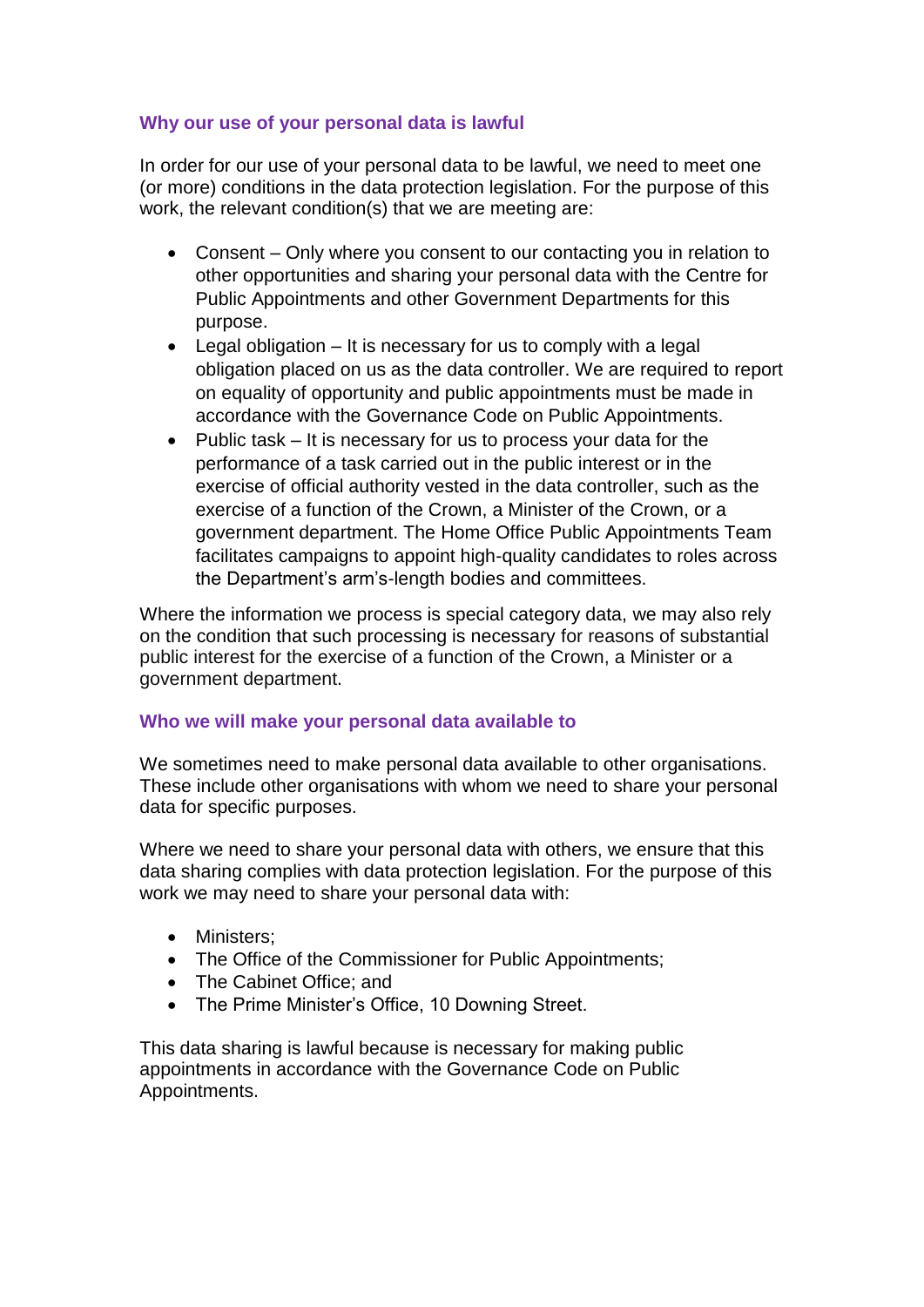### Why our use of your personal data is lawful

In order for our use of your personal data to be lawful, we need to meet one (or more) conditions in the data protection legislation. For the purpose of this work, the relevant condition(s) that we are meeting are:

- Consent – Only where you consent to our contacting you in relation to other opportunities and sharing your personal data with the Centre for Public Appointments and other Government Departments for this purpose.
- Legal obligation – It is necessary for us to comply with a legal obligation placed on us as the data controller. We are required to report on equality of opportunity and public appointments must be made in accordance with the Governance Code on Public Appointments.
- Public task – It is necessary for us to process your data for the performance of a task carried out in the public interest or in the exercise of official authority vested in the data controller, such as the exercise of a function of the Crown, a Minister of the Crown, or a government department. The Home Office Public Appointments Team facilitates campaigns to appoint high-quality candidates to roles across the Department's arm's-length bodies and committees.

Where the information we process is special category data, we may also rely on the condition that such processing is necessary for reasons of substantial public interest for the exercise of a function of the Crown, a Minister or a government department.

### Who we will make your personal data available to

We sometimes need to make personal data available to other organisations. These include other organisations with whom we need to share your personal data for specific purposes.

Where we need to share your personal data with others, we ensure that this data sharing complies with data protection legislation. For the purpose of this work we may need to share your personal data with:

- Ministers;
- The Office of the Commissioner for Public Appointments;
- The Cabinet Office; and
- The Prime Minister's Office, 10 Downing Street.

This data sharing is lawful because is necessary for making public appointments in accordance with the Governance Code on Public Appointments.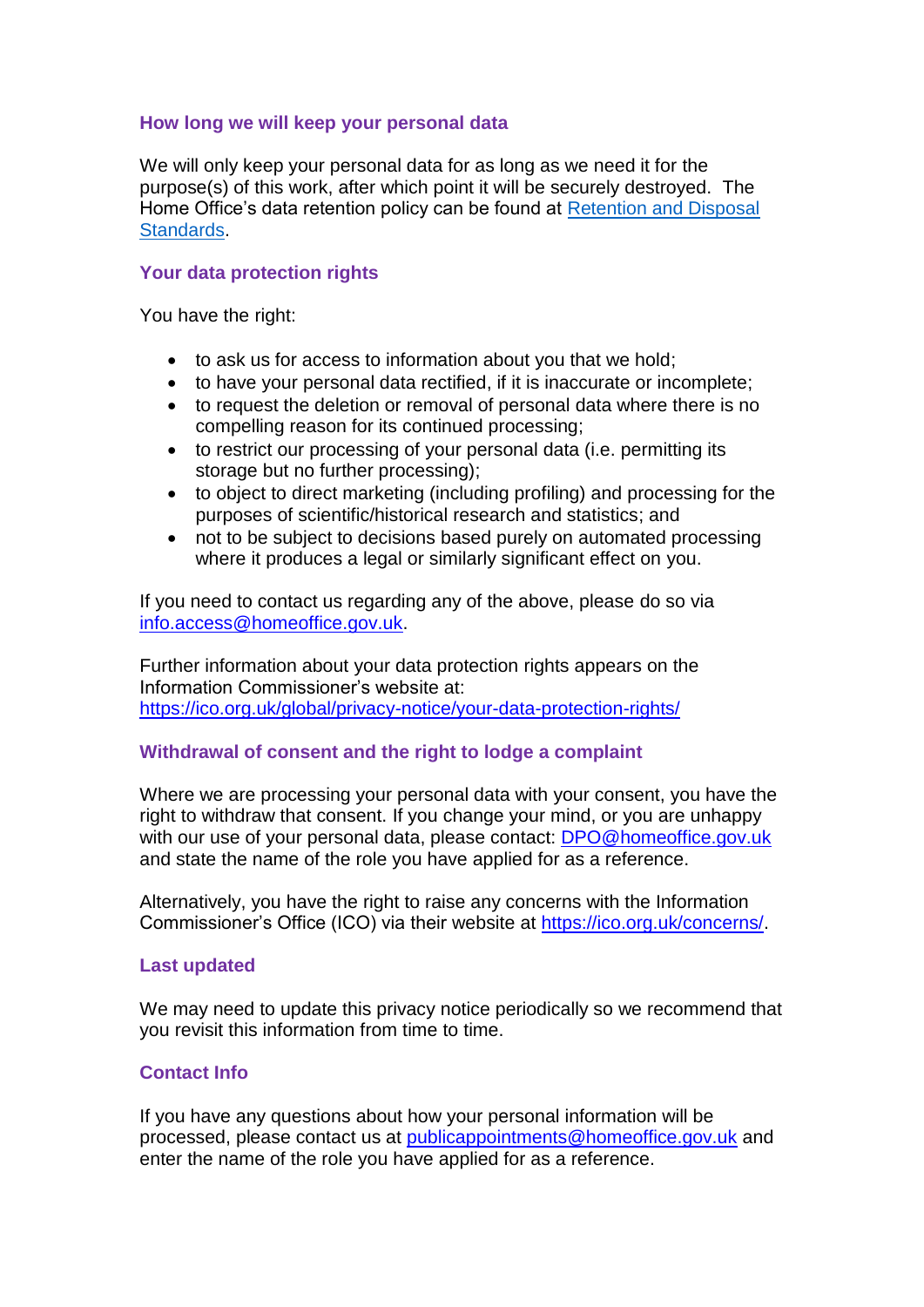## How long we will keep your personal data

We will only keep your personal data for as long as we need it for the purpose(s) of this work, after which point it will be securely destroyed. The Home Office's data retention policy can be found at [Retention and Disposal Standards](Retention and Disposal Standards).

## Your data protection rights

You have the right:

- to ask us for access to information about you that we hold;
- to have your personal data rectified, if it is inaccurate or incomplete;
- to request the deletion or removal of personal data where there is no compelling reason for its continued processing;
- to restrict our processing of your personal data (i.e. permitting its storage but no further processing);
- to object to direct marketing (including profiling) and processing for the purposes of scientific/historical research and statistics; and
- not to be subject to decisions based purely on automated processing where it produces a legal or similarly significant effect on you.

If you need to contact us regarding any of the above, please do so via info.access@homeoffice.gov.uk.

Further information about your data protection rights appears on the Information Commissioner's website at: https://ico.org.uk/global/privacy-notice/your-data-protection-rights/

## Withdrawal of consent and the right to lodge a complaint

Where we are processing your personal data with your consent, you have the right to withdraw that consent. If you change your mind, or you are unhappy with our use of your personal data, please contact: DPO@homeoffice.gov.uk and state the name of the role you have applied for as a reference.

Alternatively, you have the right to raise any concerns with the Information Commissioner's Office (ICO) via their website at https://ico.org.uk/concerns/.

## Last updated

We may need to update this privacy notice periodically so we recommend that you revisit this information from time to time.

## Contact Info

If you have any questions about how your personal information will be processed, please contact us at publicappointments@homeoffice.gov.uk and enter the name of the role you have applied for as a reference.